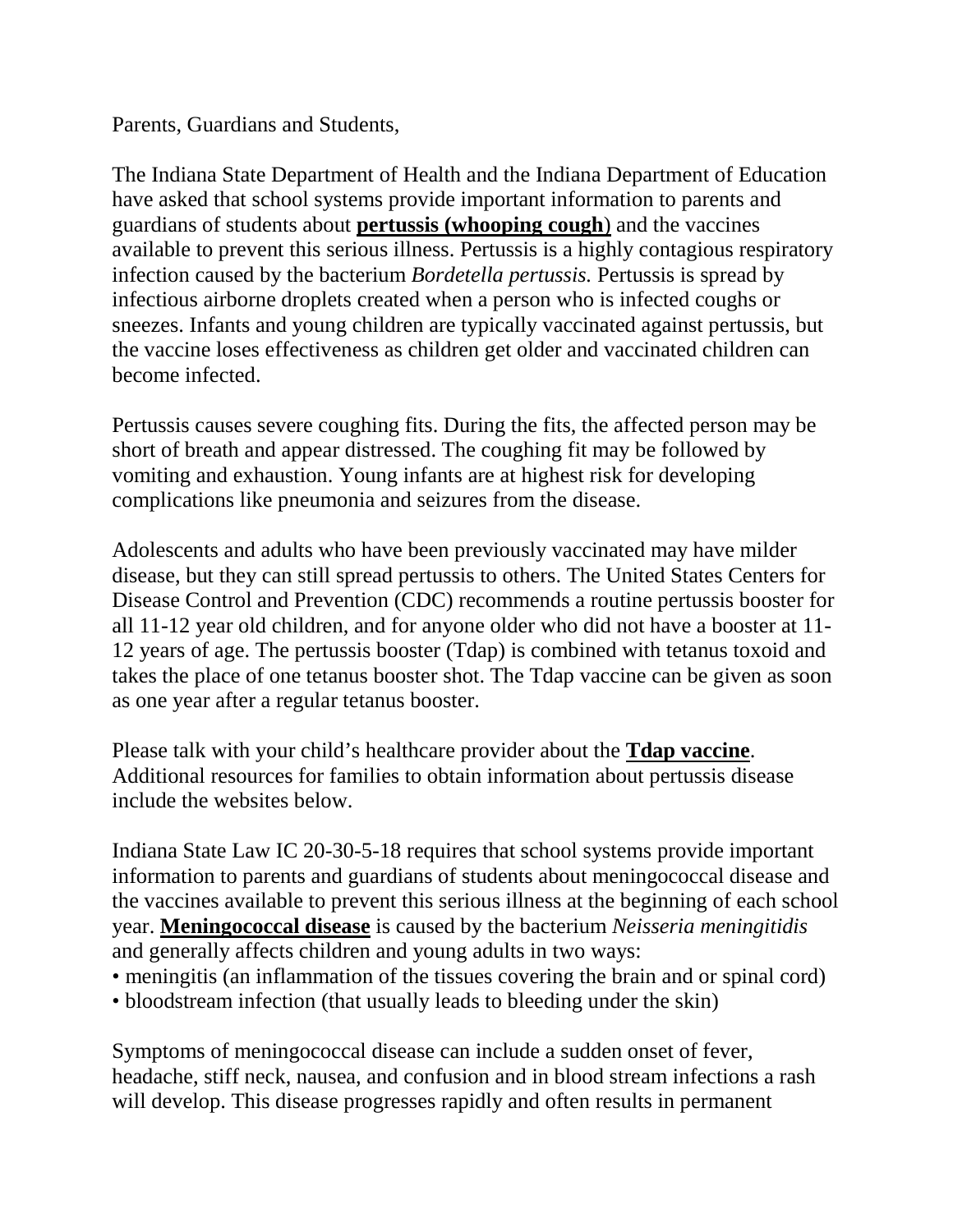Parents, Guardians and Students,

The Indiana State Department of Health and the Indiana Department of Education have asked that school systems provide important information to parents and guardians of students about **pertussis (whooping cough**) and the vaccines available to prevent this serious illness. Pertussis is a highly contagious respiratory infection caused by the bacterium *Bordetella pertussis.* Pertussis is spread by infectious airborne droplets created when a person who is infected coughs or sneezes. Infants and young children are typically vaccinated against pertussis, but the vaccine loses effectiveness as children get older and vaccinated children can become infected.

Pertussis causes severe coughing fits. During the fits, the affected person may be short of breath and appear distressed. The coughing fit may be followed by vomiting and exhaustion. Young infants are at highest risk for developing complications like pneumonia and seizures from the disease.

Adolescents and adults who have been previously vaccinated may have milder disease, but they can still spread pertussis to others. The United States Centers for Disease Control and Prevention (CDC) recommends a routine pertussis booster for all 11-12 year old children, and for anyone older who did not have a booster at 11-12 years of age. The pertussis booster (Tdap) is combined with tetanus toxoid and takes the place of one tetanus booster shot. The Tdap vaccine can be given as soon as one year after a regular tetanus booster.

Please talk with your child's healthcare provider about the **Tdap vaccine**. Additional resources for families to obtain information about pertussis disease include the websites below.

Indiana State Law IC 20-30-5-18 requires that school systems provide important information to parents and guardians of students about meningococcal disease and the vaccines available to prevent this serious illness at the beginning of each school year. **Meningococcal disease** is caused by the bacterium *Neisseria meningitidis* and generally affects children and young adults in two ways:

- meningitis (an inflammation of the tissues covering the brain and or spinal cord)
- bloodstream infection (that usually leads to bleeding under the skin)

Symptoms of meningococcal disease can include a sudden onset of fever, headache, stiff neck, nausea, and confusion and in blood stream infections a rash will develop. This disease progresses rapidly and often results in permanent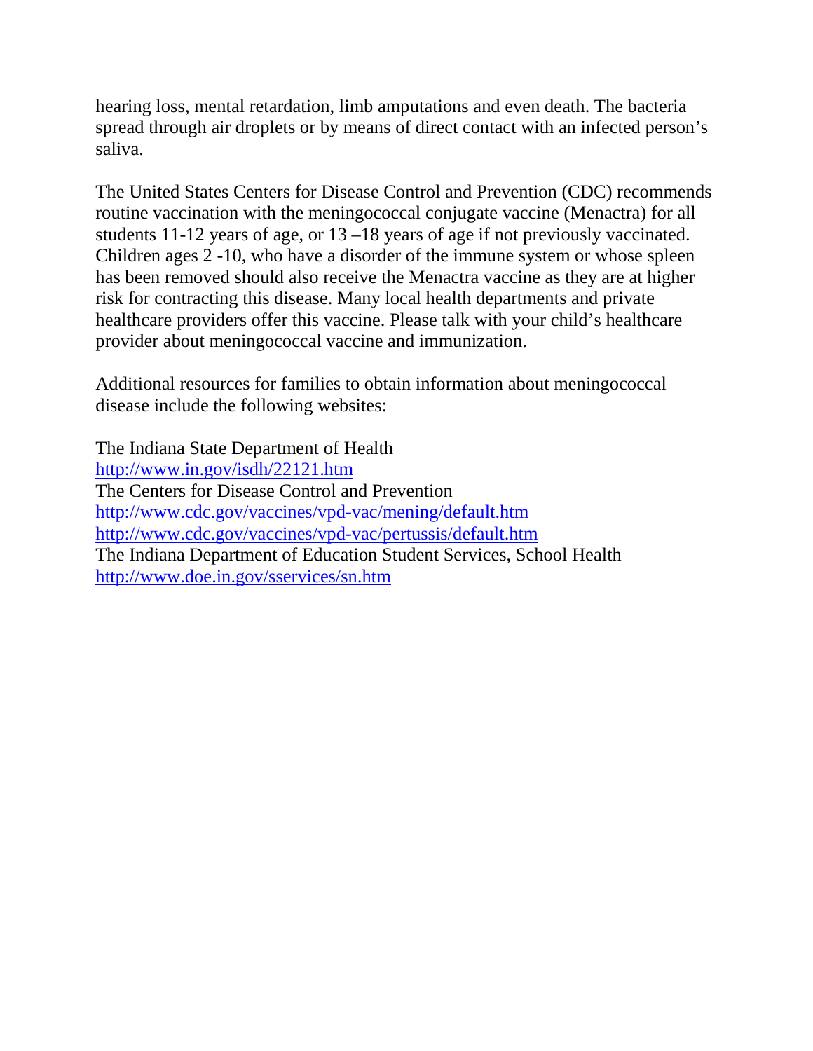hearing loss, mental retardation, limb amputations and even death. The bacteria spread through air droplets or by means of direct contact with an infected person's saliva.

The United States Centers for Disease Control and Prevention (CDC) recommends routine vaccination with the meningococcal conjugate vaccine (Menactra) for all students 11-12 years of age, or 13 –18 years of age if not previously vaccinated. Children ages 2 -10, who have a disorder of the immune system or whose spleen has been removed should also receive the Menactra vaccine as they are at higher risk for contracting this disease. Many local health departments and private healthcare providers offer this vaccine. Please talk with your child's healthcare provider about meningococcal vaccine and immunization.

Additional resources for families to obtain information about meningococcal disease include the following websites:

The Indiana State Department of Health
http://www.in.gov/isdh/22121.htm
The Centers for Disease Control and Prevention
http://www.cdc.gov/vaccines/vpd-vac/mening/default.htm
http://www.cdc.gov/vaccines/vpd-vac/pertussis/default.htm
The Indiana Department of Education Student Services, School Health
http://www.doe.in.gov/sservices/sn.htm